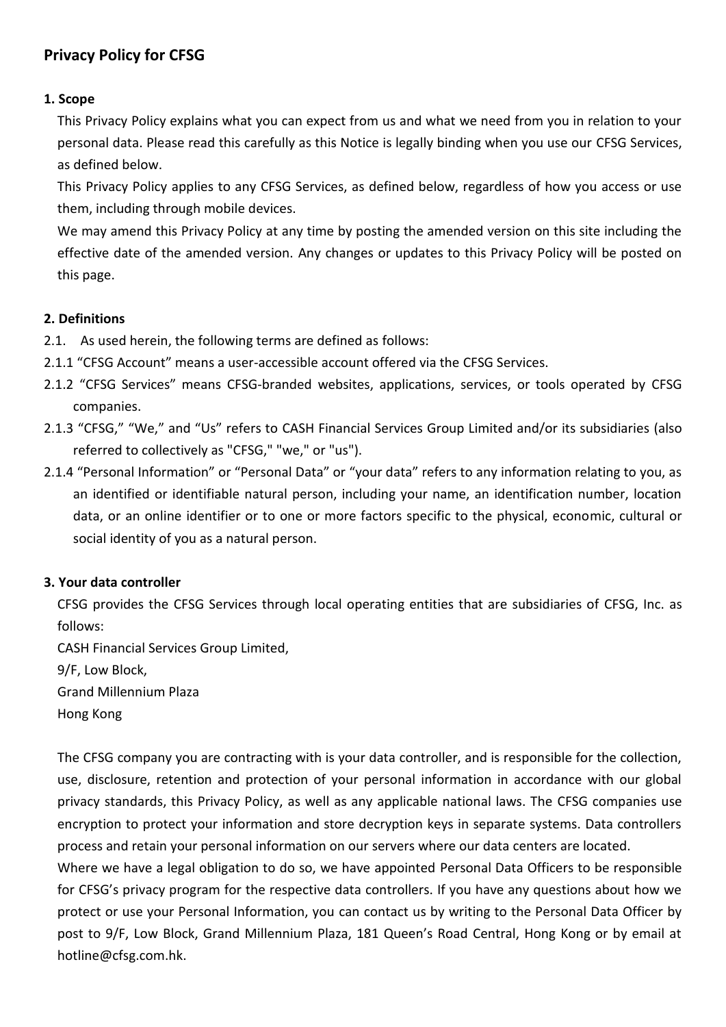# Privacy Policy for CFSG

## 1. Scope

This Privacy Policy explains what you can expect from us and what we need from you in relation to your personal data. Please read this carefully as this Notice is legally binding when you use our CFSG Services, as defined below.

This Privacy Policy applies to any CFSG Services, as defined below, regardless of how you access or use them, including through mobile devices.

We may amend this Privacy Policy at any time by posting the amended version on this site including the effective date of the amended version. Any changes or updates to this Privacy Policy will be posted on this page.

## 2. Definitions

2.1. As used herein, the following terms are defined as follows:

2.1.1 "CFSG Account" means a user-accessible account offered via the CFSG Services.

2.1.2 "CFSG Services" means CFSG-branded websites, applications, services, or tools operated by CFSG companies.

2.1.3 "CFSG," "We," and "Us" refers to CASH Financial Services Group Limited and/or its subsidiaries (also referred to collectively as "CFSG," "we," or "us").

2.1.4 "Personal Information" or "Personal Data" or "your data" refers to any information relating to you, as an identified or identifiable natural person, including your name, an identification number, location data, or an online identifier or to one or more factors specific to the physical, economic, cultural or social identity of you as a natural person.

## 3. Your data controller

CFSG provides the CFSG Services through local operating entities that are subsidiaries of CFSG, Inc. as follows:

CASH Financial Services Group Limited,
9/F, Low Block,
Grand Millennium Plaza
Hong Kong

The CFSG company you are contracting with is your data controller, and is responsible for the collection, use, disclosure, retention and protection of your personal information in accordance with our global privacy standards, this Privacy Policy, as well as any applicable national laws. The CFSG companies use encryption to protect your information and store decryption keys in separate systems. Data controllers process and retain your personal information on our servers where our data centers are located.

Where we have a legal obligation to do so, we have appointed Personal Data Officers to be responsible for CFSG's privacy program for the respective data controllers. If you have any questions about how we protect or use your Personal Information, you can contact us by writing to the Personal Data Officer by post to 9/F, Low Block, Grand Millennium Plaza, 181 Queen's Road Central, Hong Kong or by email at hotline@cfsg.com.hk.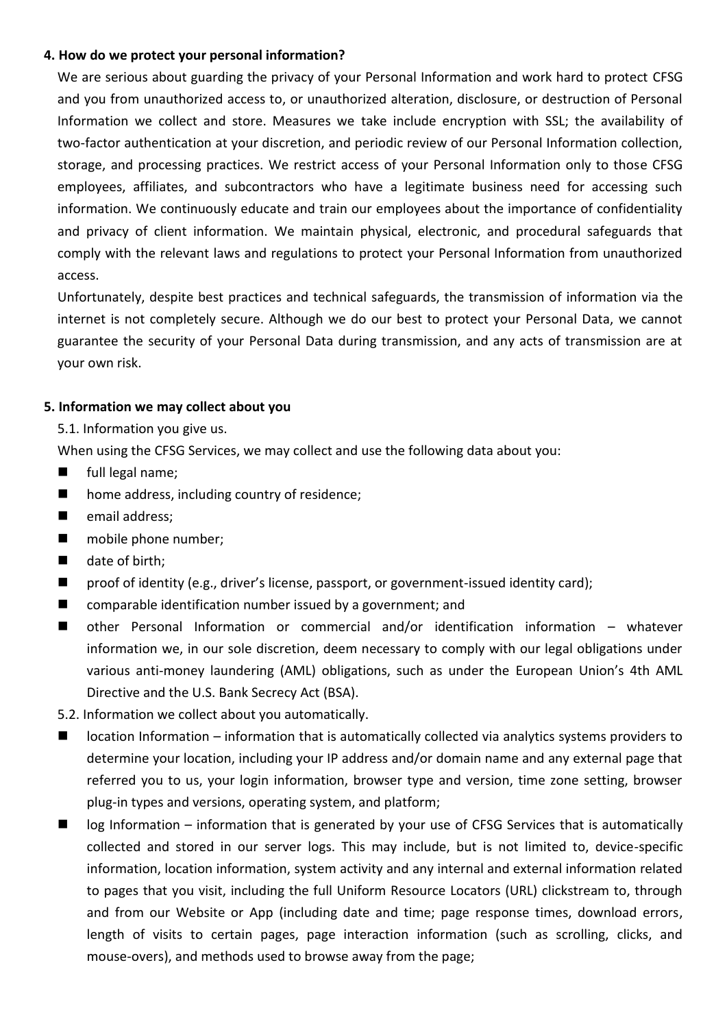**4. How do we protect your personal information?**

We are serious about guarding the privacy of your Personal Information and work hard to protect CFSG and you from unauthorized access to, or unauthorized alteration, disclosure, or destruction of Personal Information we collect and store. Measures we take include encryption with SSL; the availability of two-factor authentication at your discretion, and periodic review of our Personal Information collection, storage, and processing practices. We restrict access of your Personal Information only to those CFSG employees, affiliates, and subcontractors who have a legitimate business need for accessing such information. We continuously educate and train our employees about the importance of confidentiality and privacy of client information. We maintain physical, electronic, and procedural safeguards that comply with the relevant laws and regulations to protect your Personal Information from unauthorized access.

Unfortunately, despite best practices and technical safeguards, the transmission of information via the internet is not completely secure. Although we do our best to protect your Personal Data, we cannot guarantee the security of your Personal Data during transmission, and any acts of transmission are at your own risk.

**5. Information we may collect about you**

5.1. Information you give us.

When using the CFSG Services, we may collect and use the following data about you:

- full legal name;
- home address, including country of residence;
- email address;
- mobile phone number;
- date of birth;
- proof of identity (e.g., driver's license, passport, or government-issued identity card);
- comparable identification number issued by a government; and
- other Personal Information or commercial and/or identification information – whatever information we, in our sole discretion, deem necessary to comply with our legal obligations under various anti-money laundering (AML) obligations, such as under the European Union's 4th AML Directive and the U.S. Bank Secrecy Act (BSA).

5.2. Information we collect about you automatically.

- location Information – information that is automatically collected via analytics systems providers to determine your location, including your IP address and/or domain name and any external page that referred you to us, your login information, browser type and version, time zone setting, browser plug-in types and versions, operating system, and platform;
- log Information – information that is generated by your use of CFSG Services that is automatically collected and stored in our server logs. This may include, but is not limited to, device-specific information, location information, system activity and any internal and external information related to pages that you visit, including the full Uniform Resource Locators (URL) clickstream to, through and from our Website or App (including date and time; page response times, download errors, length of visits to certain pages, page interaction information (such as scrolling, clicks, and mouse-overs), and methods used to browse away from the page;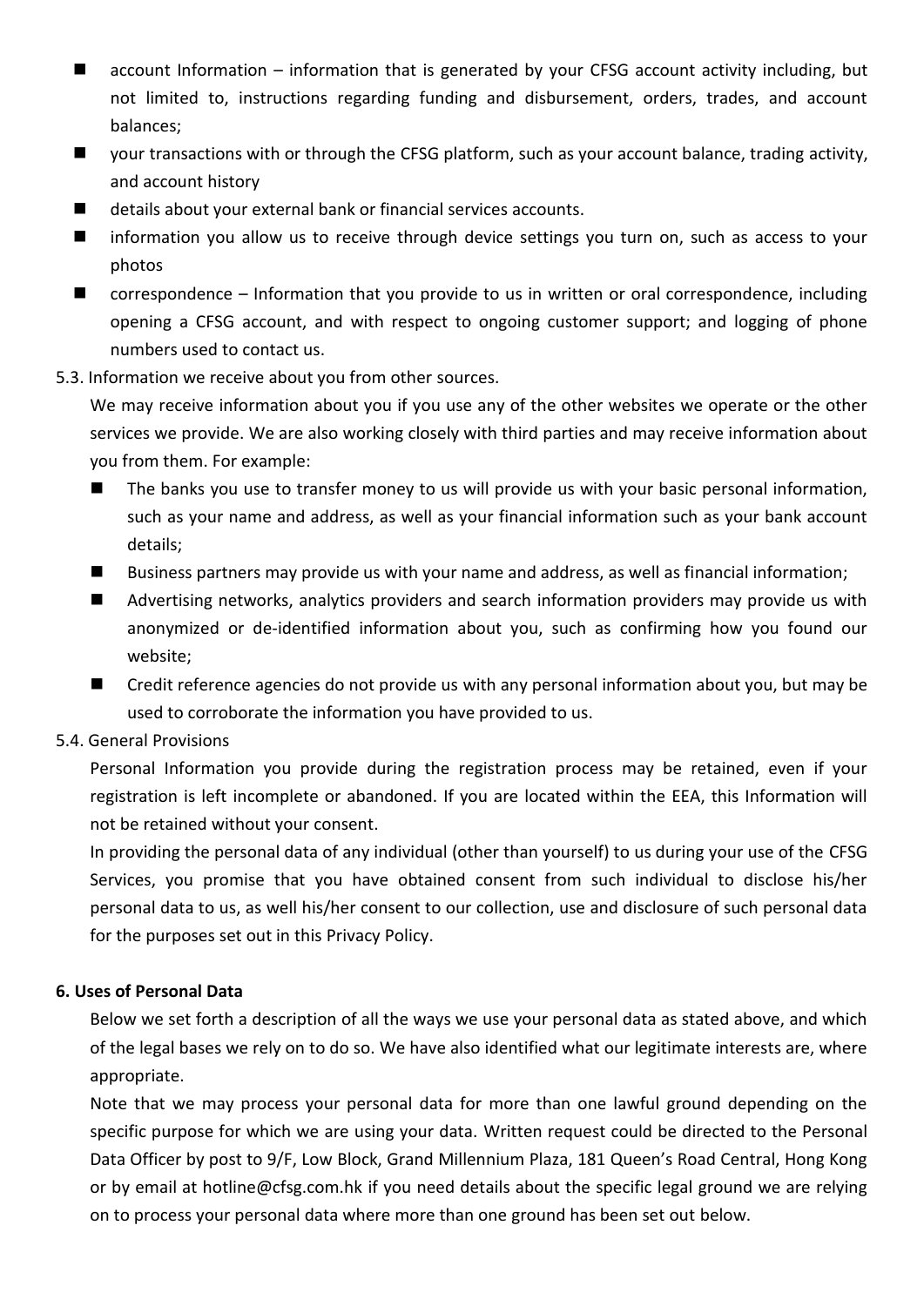- account Information – information that is generated by your CFSG account activity including, but not limited to, instructions regarding funding and disbursement, orders, trades, and account balances;
- your transactions with or through the CFSG platform, such as your account balance, trading activity, and account history
- details about your external bank or financial services accounts.
- information you allow us to receive through device settings you turn on, such as access to your photos
- correspondence – Information that you provide to us in written or oral correspondence, including opening a CFSG account, and with respect to ongoing customer support; and logging of phone numbers used to contact us.

5.3. Information we receive about you from other sources.

We may receive information about you if you use any of the other websites we operate or the other services we provide. We are also working closely with third parties and may receive information about you from them. For example:

- The banks you use to transfer money to us will provide us with your basic personal information, such as your name and address, as well as your financial information such as your bank account details;
- Business partners may provide us with your name and address, as well as financial information;
- Advertising networks, analytics providers and search information providers may provide us with anonymized or de-identified information about you, such as confirming how you found our website;
- Credit reference agencies do not provide us with any personal information about you, but may be used to corroborate the information you have provided to us.

5.4. General Provisions

Personal Information you provide during the registration process may be retained, even if your registration is left incomplete or abandoned. If you are located within the EEA, this Information will not be retained without your consent.

In providing the personal data of any individual (other than yourself) to us during your use of the CFSG Services, you promise that you have obtained consent from such individual to disclose his/her personal data to us, as well his/her consent to our collection, use and disclosure of such personal data for the purposes set out in this Privacy Policy.

**6. Uses of Personal Data**

Below we set forth a description of all the ways we use your personal data as stated above, and which of the legal bases we rely on to do so. We have also identified what our legitimate interests are, where appropriate.

Note that we may process your personal data for more than one lawful ground depending on the specific purpose for which we are using your data. Written request could be directed to the Personal Data Officer by post to 9/F, Low Block, Grand Millennium Plaza, 181 Queen's Road Central, Hong Kong or by email at hotline@cfsg.com.hk if you need details about the specific legal ground we are relying on to process your personal data where more than one ground has been set out below.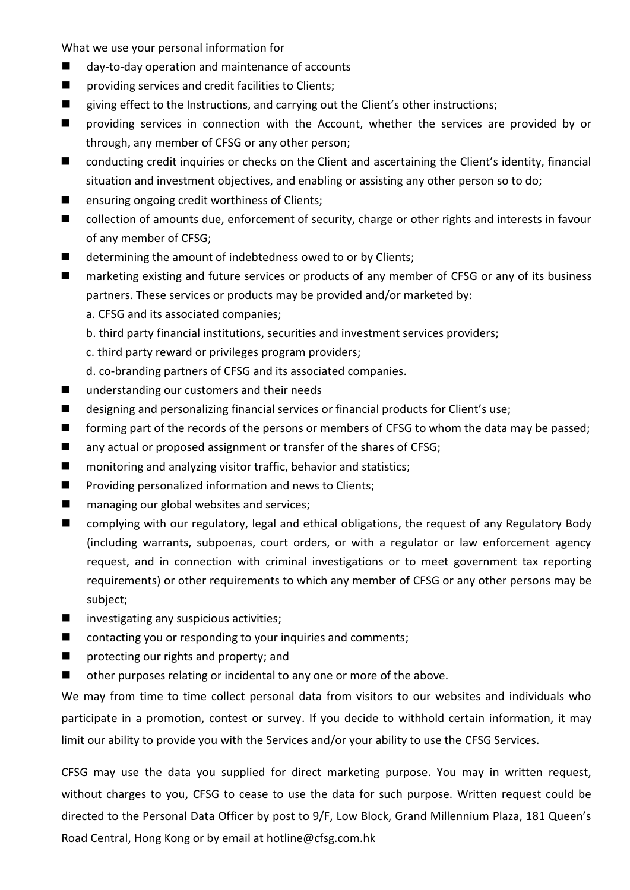What we use your personal information for

- day-to-day operation and maintenance of accounts
- providing services and credit facilities to Clients;
- giving effect to the Instructions, and carrying out the Client's other instructions;
- providing services in connection with the Account, whether the services are provided by or through, any member of CFSG or any other person;
- conducting credit inquiries or checks on the Client and ascertaining the Client's identity, financial situation and investment objectives, and enabling or assisting any other person so to do;
- ensuring ongoing credit worthiness of Clients;
- collection of amounts due, enforcement of security, charge or other rights and interests in favour of any member of CFSG;
- determining the amount of indebtedness owed to or by Clients;
- marketing existing and future services or products of any member of CFSG or any of its business partners. These services or products may be provided and/or marketed by:
  a. CFSG and its associated companies;
  b. third party financial institutions, securities and investment services providers;
  c. third party reward or privileges program providers;
  d. co-branding partners of CFSG and its associated companies.
- understanding our customers and their needs
- designing and personalizing financial services or financial products for Client's use;
- forming part of the records of the persons or members of CFSG to whom the data may be passed;
- any actual or proposed assignment or transfer of the shares of CFSG;
- monitoring and analyzing visitor traffic, behavior and statistics;
- Providing personalized information and news to Clients;
- managing our global websites and services;
- complying with our regulatory, legal and ethical obligations, the request of any Regulatory Body (including warrants, subpoenas, court orders, or with a regulator or law enforcement agency request, and in connection with criminal investigations or to meet government tax reporting requirements) or other requirements to which any member of CFSG or any other persons may be subject;
- investigating any suspicious activities;
- contacting you or responding to your inquiries and comments;
- protecting our rights and property; and
- other purposes relating or incidental to any one or more of the above.

We may from time to time collect personal data from visitors to our websites and individuals who participate in a promotion, contest or survey. If you decide to withhold certain information, it may limit our ability to provide you with the Services and/or your ability to use the CFSG Services.

CFSG may use the data you supplied for direct marketing purpose. You may in written request, without charges to you, CFSG to cease to use the data for such purpose. Written request could be directed to the Personal Data Officer by post to 9/F, Low Block, Grand Millennium Plaza, 181 Queen's Road Central, Hong Kong or by email at hotline@cfsg.com.hk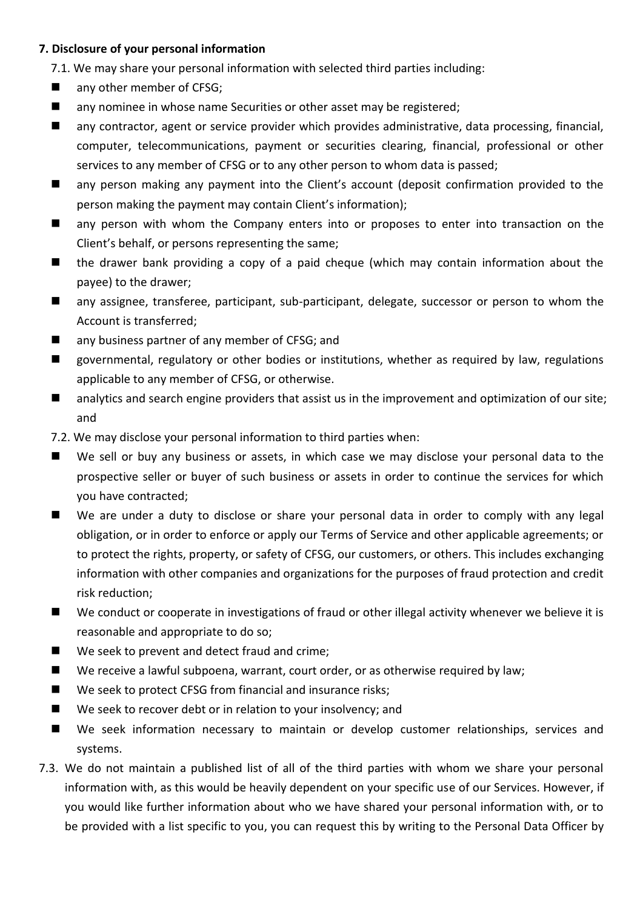**7. Disclosure of your personal information**

7.1. We may share your personal information with selected third parties including:

- any other member of CFSG;
- any nominee in whose name Securities or other asset may be registered;
- any contractor, agent or service provider which provides administrative, data processing, financial, computer, telecommunications, payment or securities clearing, financial, professional or other services to any member of CFSG or to any other person to whom data is passed;
- any person making any payment into the Client's account (deposit confirmation provided to the person making the payment may contain Client's information);
- any person with whom the Company enters into or proposes to enter into transaction on the Client's behalf, or persons representing the same;
- the drawer bank providing a copy of a paid cheque (which may contain information about the payee) to the drawer;
- any assignee, transferee, participant, sub-participant, delegate, successor or person to whom the Account is transferred;
- any business partner of any member of CFSG; and
- governmental, regulatory or other bodies or institutions, whether as required by law, regulations applicable to any member of CFSG, or otherwise.
- analytics and search engine providers that assist us in the improvement and optimization of our site; and

7.2. We may disclose your personal information to third parties when:

- We sell or buy any business or assets, in which case we may disclose your personal data to the prospective seller or buyer of such business or assets in order to continue the services for which you have contracted;
- We are under a duty to disclose or share your personal data in order to comply with any legal obligation, or in order to enforce or apply our Terms of Service and other applicable agreements; or to protect the rights, property, or safety of CFSG, our customers, or others. This includes exchanging information with other companies and organizations for the purposes of fraud protection and credit risk reduction;
- We conduct or cooperate in investigations of fraud or other illegal activity whenever we believe it is reasonable and appropriate to do so;
- We seek to prevent and detect fraud and crime;
- We receive a lawful subpoena, warrant, court order, or as otherwise required by law;
- We seek to protect CFSG from financial and insurance risks;
- We seek to recover debt or in relation to your insolvency; and
- We seek information necessary to maintain or develop customer relationships, services and systems.

7.3. We do not maintain a published list of all of the third parties with whom we share your personal information with, as this would be heavily dependent on your specific use of our Services. However, if you would like further information about who we have shared your personal information with, or to be provided with a list specific to you, you can request this by writing to the Personal Data Officer by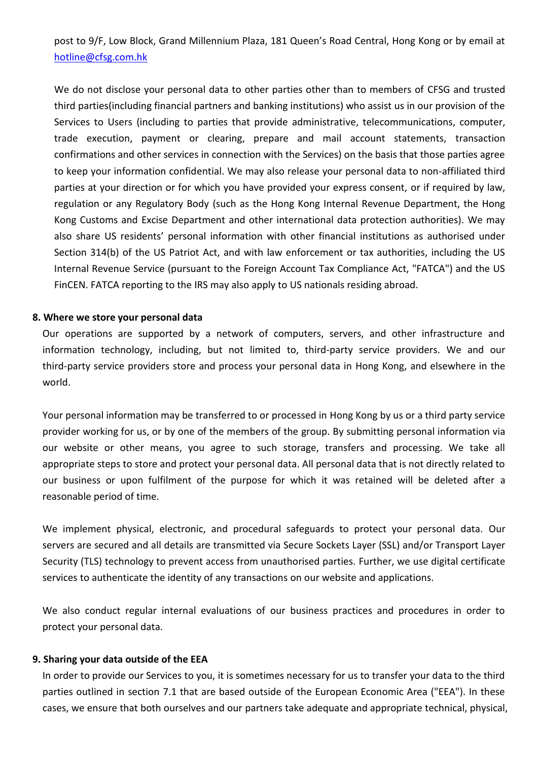post to 9/F, Low Block, Grand Millennium Plaza, 181 Queen's Road Central, Hong Kong or by email at hotline@cfsg.com.hk

We do not disclose your personal data to other parties other than to members of CFSG and trusted third parties(including financial partners and banking institutions) who assist us in our provision of the Services to Users (including to parties that provide administrative, telecommunications, computer, trade execution, payment or clearing, prepare and mail account statements, transaction confirmations and other services in connection with the Services) on the basis that those parties agree to keep your information confidential. We may also release your personal data to non-affiliated third parties at your direction or for which you have provided your express consent, or if required by law, regulation or any Regulatory Body (such as the Hong Kong Internal Revenue Department, the Hong Kong Customs and Excise Department and other international data protection authorities). We may also share US residents' personal information with other financial institutions as authorised under Section 314(b) of the US Patriot Act, and with law enforcement or tax authorities, including the US Internal Revenue Service (pursuant to the Foreign Account Tax Compliance Act, "FATCA") and the US FinCEN. FATCA reporting to the IRS may also apply to US nationals residing abroad.

**8. Where we store your personal data**

Our operations are supported by a network of computers, servers, and other infrastructure and information technology, including, but not limited to, third-party service providers. We and our third-party service providers store and process your personal data in Hong Kong, and elsewhere in the world.

Your personal information may be transferred to or processed in Hong Kong by us or a third party service provider working for us, or by one of the members of the group. By submitting personal information via our website or other means, you agree to such storage, transfers and processing. We take all appropriate steps to store and protect your personal data. All personal data that is not directly related to our business or upon fulfilment of the purpose for which it was retained will be deleted after a reasonable period of time.

We implement physical, electronic, and procedural safeguards to protect your personal data. Our servers are secured and all details are transmitted via Secure Sockets Layer (SSL) and/or Transport Layer Security (TLS) technology to prevent access from unauthorised parties. Further, we use digital certificate services to authenticate the identity of any transactions on our website and applications.

We also conduct regular internal evaluations of our business practices and procedures in order to protect your personal data.

**9. Sharing your data outside of the EEA**

In order to provide our Services to you, it is sometimes necessary for us to transfer your data to the third parties outlined in section 7.1 that are based outside of the European Economic Area ("EEA"). In these cases, we ensure that both ourselves and our partners take adequate and appropriate technical, physical,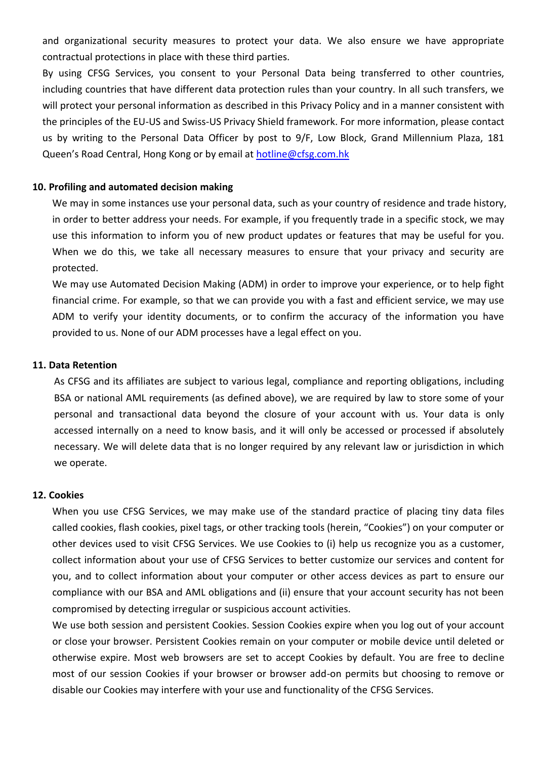and organizational security measures to protect your data. We also ensure we have appropriate contractual protections in place with these third parties.

By using CFSG Services, you consent to your Personal Data being transferred to other countries, including countries that have different data protection rules than your country. In all such transfers, we will protect your personal information as described in this Privacy Policy and in a manner consistent with the principles of the EU-US and Swiss-US Privacy Shield framework. For more information, please contact us by writing to the Personal Data Officer by post to 9/F, Low Block, Grand Millennium Plaza, 181 Queen's Road Central, Hong Kong or by email at [hotline@cfsg.com.hk](mailto:hotline@cfsg.com.hk)

## 10. Profiling and automated decision making

We may in some instances use your personal data, such as your country of residence and trade history, in order to better address your needs. For example, if you frequently trade in a specific stock, we may use this information to inform you of new product updates or features that may be useful for you. When we do this, we take all necessary measures to ensure that your privacy and security are protected.

We may use Automated Decision Making (ADM) in order to improve your experience, or to help fight financial crime. For example, so that we can provide you with a fast and efficient service, we may use ADM to verify your identity documents, or to confirm the accuracy of the information you have provided to us. None of our ADM processes have a legal effect on you.

## 11. Data Retention

As CFSG and its affiliates are subject to various legal, compliance and reporting obligations, including BSA or national AML requirements (as defined above), we are required by law to store some of your personal and transactional data beyond the closure of your account with us. Your data is only accessed internally on a need to know basis, and it will only be accessed or processed if absolutely necessary. We will delete data that is no longer required by any relevant law or jurisdiction in which we operate.

## 12. Cookies

When you use CFSG Services, we may make use of the standard practice of placing tiny data files called cookies, flash cookies, pixel tags, or other tracking tools (herein, "Cookies") on your computer or other devices used to visit CFSG Services. We use Cookies to (i) help us recognize you as a customer, collect information about your use of CFSG Services to better customize our services and content for you, and to collect information about your computer or other access devices as part to ensure our compliance with our BSA and AML obligations and (ii) ensure that your account security has not been compromised by detecting irregular or suspicious account activities.

We use both session and persistent Cookies. Session Cookies expire when you log out of your account or close your browser. Persistent Cookies remain on your computer or mobile device until deleted or otherwise expire. Most web browsers are set to accept Cookies by default. You are free to decline most of our session Cookies if your browser or browser add-on permits but choosing to remove or disable our Cookies may interfere with your use and functionality of the CFSG Services.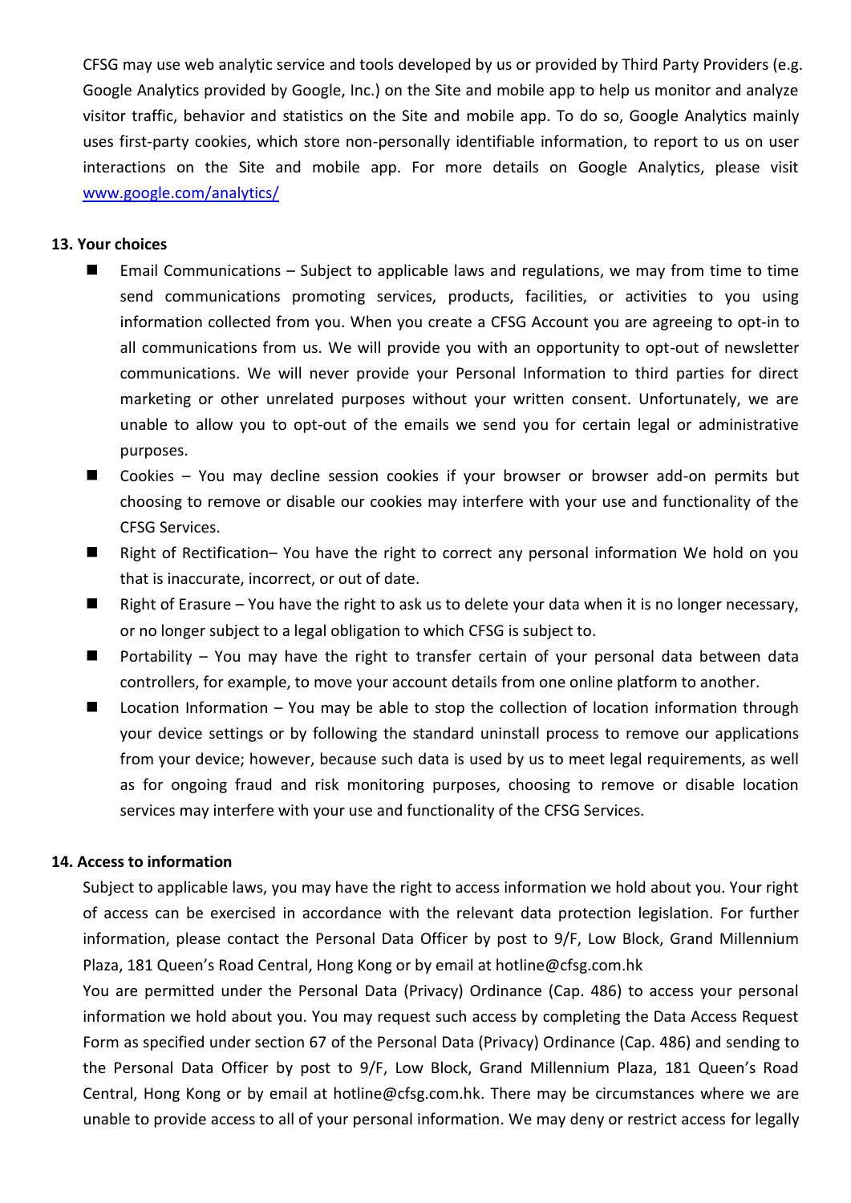CFSG may use web analytic service and tools developed by us or provided by Third Party Providers (e.g. Google Analytics provided by Google, Inc.) on the Site and mobile app to help us monitor and analyze visitor traffic, behavior and statistics on the Site and mobile app. To do so, Google Analytics mainly uses first-party cookies, which store non-personally identifiable information, to report to us on user interactions on the Site and mobile app. For more details on Google Analytics, please visit [www.google.com/analytics/](http://www.google.com/analytics/)

**13. Your choices**

- Email Communications – Subject to applicable laws and regulations, we may from time to time send communications promoting services, products, facilities, or activities to you using information collected from you. When you create a CFSG Account you are agreeing to opt-in to all communications from us. We will provide you with an opportunity to opt-out of newsletter communications. We will never provide your Personal Information to third parties for direct marketing or other unrelated purposes without your written consent. Unfortunately, we are unable to allow you to opt-out of the emails we send you for certain legal or administrative purposes.
- Cookies – You may decline session cookies if your browser or browser add-on permits but choosing to remove or disable our cookies may interfere with your use and functionality of the CFSG Services.
- Right of Rectification– You have the right to correct any personal information We hold on you that is inaccurate, incorrect, or out of date.
- Right of Erasure – You have the right to ask us to delete your data when it is no longer necessary, or no longer subject to a legal obligation to which CFSG is subject to.
- Portability – You may have the right to transfer certain of your personal data between data controllers, for example, to move your account details from one online platform to another.
- Location Information – You may be able to stop the collection of location information through your device settings or by following the standard uninstall process to remove our applications from your device; however, because such data is used by us to meet legal requirements, as well as for ongoing fraud and risk monitoring purposes, choosing to remove or disable location services may interfere with your use and functionality of the CFSG Services.

**14. Access to information**

Subject to applicable laws, you may have the right to access information we hold about you. Your right of access can be exercised in accordance with the relevant data protection legislation. For further information, please contact the Personal Data Officer by post to 9/F, Low Block, Grand Millennium Plaza, 181 Queen's Road Central, Hong Kong or by email at hotline@cfsg.com.hk

You are permitted under the Personal Data (Privacy) Ordinance (Cap. 486) to access your personal information we hold about you. You may request such access by completing the Data Access Request Form as specified under section 67 of the Personal Data (Privacy) Ordinance (Cap. 486) and sending to the Personal Data Officer by post to 9/F, Low Block, Grand Millennium Plaza, 181 Queen's Road Central, Hong Kong or by email at hotline@cfsg.com.hk. There may be circumstances where we are unable to provide access to all of your personal information. We may deny or restrict access for legally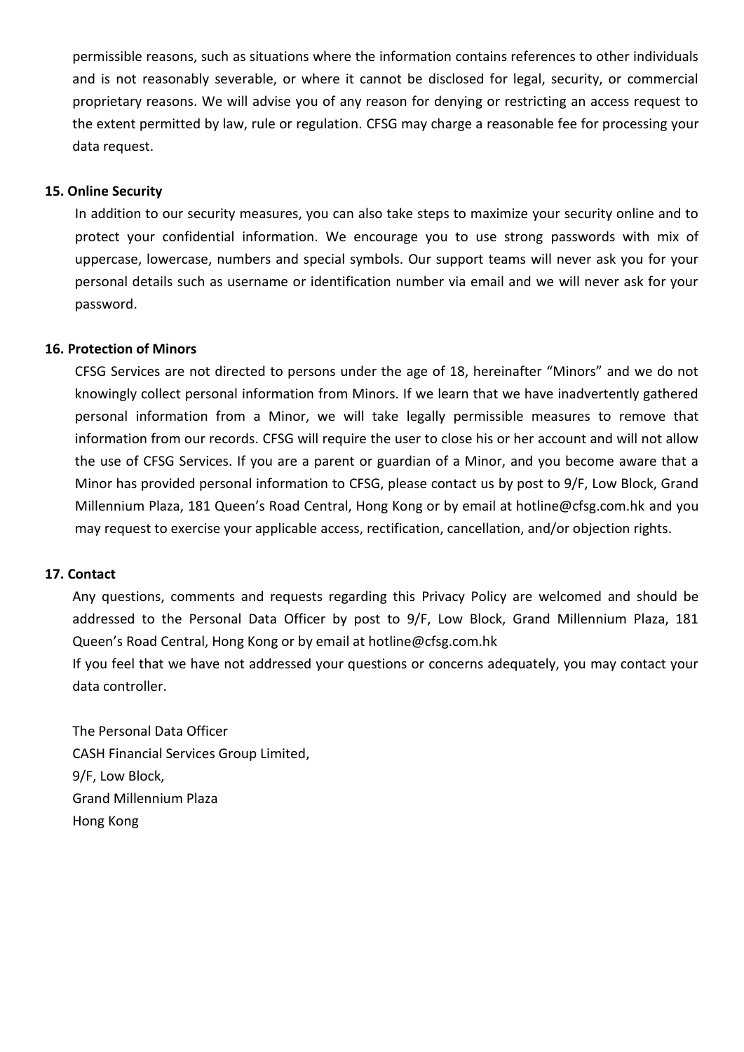permissible reasons, such as situations where the information contains references to other individuals and is not reasonably severable, or where it cannot be disclosed for legal, security, or commercial proprietary reasons. We will advise you of any reason for denying or restricting an access request to the extent permitted by law, rule or regulation. CFSG may charge a reasonable fee for processing your data request.

### 15. Online Security

In addition to our security measures, you can also take steps to maximize your security online and to protect your confidential information. We encourage you to use strong passwords with mix of uppercase, lowercase, numbers and special symbols. Our support teams will never ask you for your personal details such as username or identification number via email and we will never ask for your password.

### 16. Protection of Minors

CFSG Services are not directed to persons under the age of 18, hereinafter "Minors" and we do not knowingly collect personal information from Minors. If we learn that we have inadvertently gathered personal information from a Minor, we will take legally permissible measures to remove that information from our records. CFSG will require the user to close his or her account and will not allow the use of CFSG Services. If you are a parent or guardian of a Minor, and you become aware that a Minor has provided personal information to CFSG, please contact us by post to 9/F, Low Block, Grand Millennium Plaza, 181 Queen's Road Central, Hong Kong or by email at hotline@cfsg.com.hk and you may request to exercise your applicable access, rectification, cancellation, and/or objection rights.

### 17. Contact

Any questions, comments and requests regarding this Privacy Policy are welcomed and should be addressed to the Personal Data Officer by post to 9/F, Low Block, Grand Millennium Plaza, 181 Queen's Road Central, Hong Kong or by email at hotline@cfsg.com.hk

If you feel that we have not addressed your questions or concerns adequately, you may contact your data controller.

The Personal Data Officer
CASH Financial Services Group Limited,
9/F, Low Block,
Grand Millennium Plaza
Hong Kong